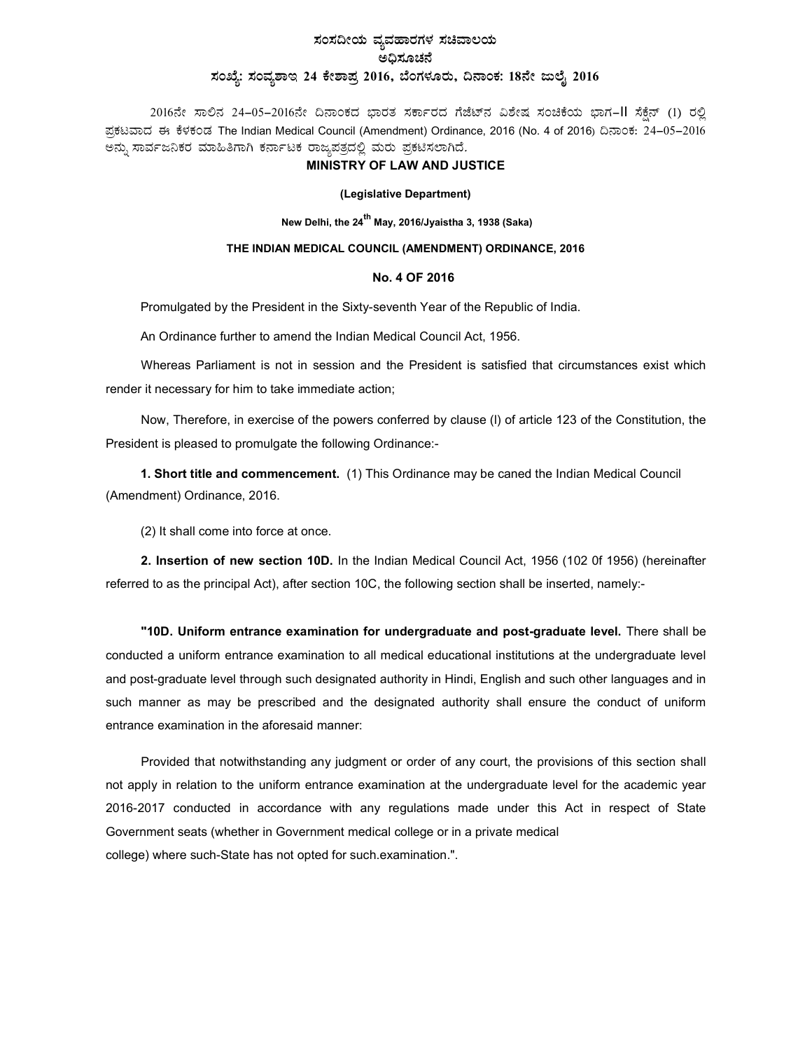# ಸಂಸದೀಯ ವ್ಯವಹಾರಗಳ ಸಚಿವಾಲಯ

## ಅಧಿಸೂಚನೆ

### ಸಂಖ್ಯೆ: ಸಂವ್ಯಶಾಇ 24 ಕೇಶಾಪ್ರ 2016, ಬೆಂಗಳೂರು, ದಿನಾಂಕ: 18ನೇ ಜುಲೈ 2016

2016ನೇ ಸಾಲಿನ 24–05–2016ನೇ ದಿನಾಂಕದ ಭಾರತ ಸರ್ಕಾರದ ಗೆಜೆಟ್‌ನ ವಿಶೇಷ ಸಂಚಿಕೆಯ ಭಾಗ–II ಸೆಕ್ಷೆನ್ (1) ರಲ್ಲಿ ಪ್ರಕಟವಾದ ಈ ಕೆಳಕಂಡ The Indian Medical Council (Amendment) Ordinance, 2016 (No. 4 of 2016) ದಿನಾಂಕ: 24–05–2016 ಅನ್ನು ಸಾರ್ವಜನಿಕರ ಮಾಹಿತಿಗಾಗಿ ಕರ್ನಾಟಕ ರಾಜ್ಯಪತ್ರದಲ್ಲಿ ಮರು ಪ್ರಕಟಿಸಲಾಗಿದೆ.

**MINISTRY OF LAW AND JUSTICE**

**(Legislative Department)**

**New Delhi, the 24th May, 2016/Jyaistha 3, 1938 (Saka)**

**THE INDIAN MEDICAL COUNCIL (AMENDMENT) ORDINANCE, 2016**

**No. 4 OF 2016**

Promulgated by the President in the Sixty-seventh Year of the Republic of India.

An Ordinance further to amend the Indian Medical Council Act, 1956.

Whereas Parliament is not in session and the President is satisfied that circumstances exist which render it necessary for him to take immediate action;

Now, Therefore, in exercise of the powers conferred by clause (l) of article 123 of the Constitution, the President is pleased to promulgate the following Ordinance:-

**1. Short title and commencement.** (1) This Ordinance may be caned the Indian Medical Council (Amendment) Ordinance, 2016.

(2) It shall come into force at once.

**2. Insertion of new section 10D.** In the Indian Medical Council Act, 1956 (102 0f 1956) (hereinafter referred to as the principal Act), after section 10C, the following section shall be inserted, namely:-

**"10D. Uniform entrance examination for undergraduate and post-graduate level.** There shall be conducted a uniform entrance examination to all medical educational institutions at the undergraduate level and post-graduate level through such designated authority in Hindi, English and such other languages and in such manner as may be prescribed and the designated authority shall ensure the conduct of uniform entrance examination in the aforesaid manner:

Provided that notwithstanding any judgment or order of any court, the provisions of this section shall not apply in relation to the uniform entrance examination at the undergraduate level for the academic year 2016-2017 conducted in accordance with any regulations made under this Act in respect of State Government seats (whether in Government medical college or in a private medical college) where such-State has not opted for such.examination.".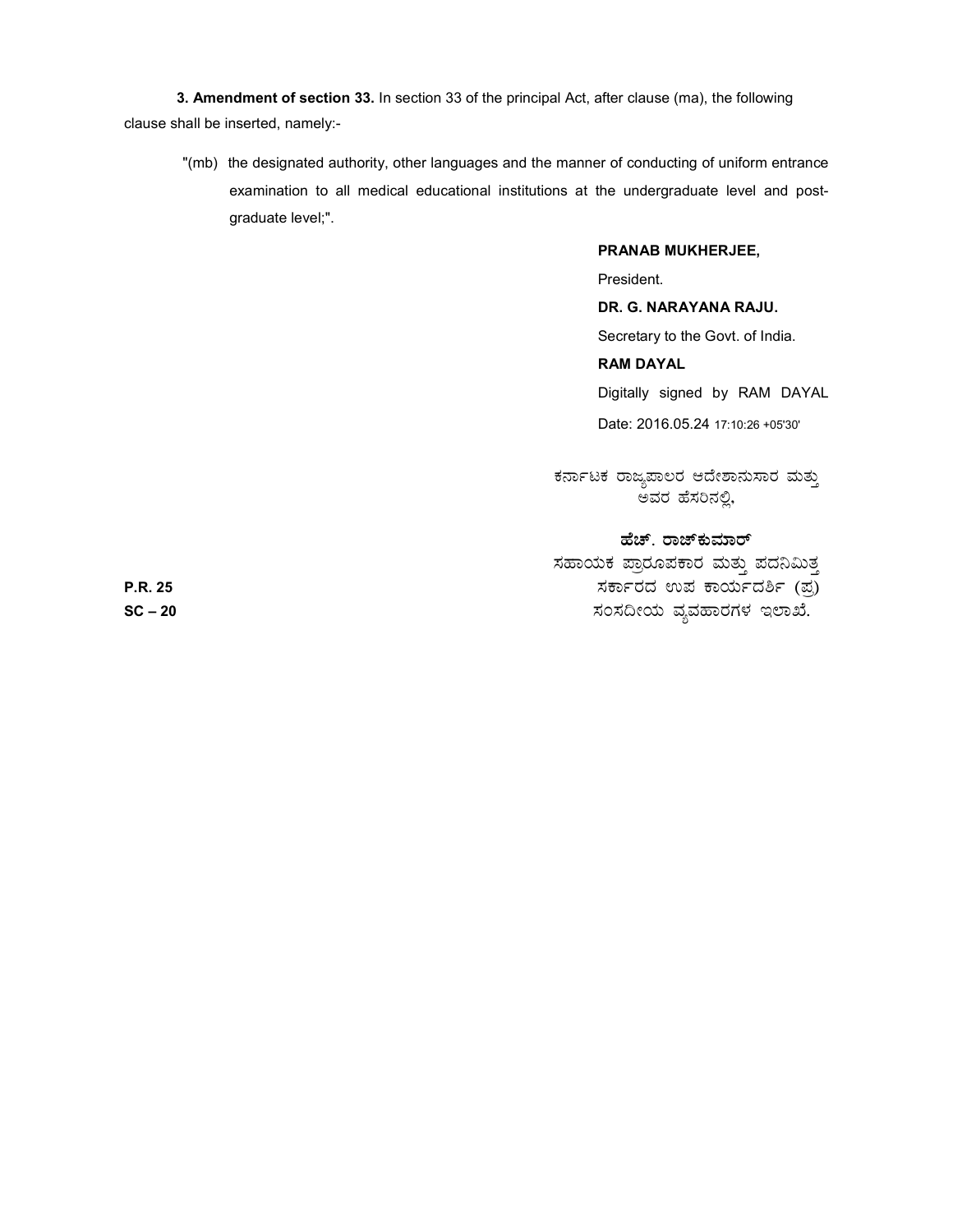**3. Amendment of section 33.** In section 33 of the principal Act, after clause (ma), the following clause shall be inserted, namely:-

"(mb) the designated authority, other languages and the manner of conducting of uniform entrance examination to all medical educational institutions at the undergraduate level and post-graduate level;".

**PRANAB MUKHERJEE,**

President.

**DR. G. NARAYANA RAJU.**

Secretary to the Govt. of India.

**RAM DAYAL**

Digitally signed by RAM DAYAL

Date: 2016.05.24 17:10:26 +05'30'

ಕರ್ನಾಟಕ ರಾಜ್ಯಪಾಲರ ಆದೇಶಾನುಸಾರ ಮತ್ತು ಅವರ ಹೆಸರಿನಲ್ಲಿ,

**ಹೆಚ್. ರಾಜ್‌ಕುಮಾರ್**

ಸಹಾಯಕ ಪ್ರಾರೂಪಕಾರ ಮತ್ತು ಪದನಿಮಿತ್ತ ಸರ್ಕಾರದ ಉಪ ಕಾರ್ಯದರ್ಶಿ (ಪ್ರ)

ಸಂಸದೀಯ ವ್ಯವಹಾರಗಳ ಇಲಾಖೆ.

**P.R. 25**

**SC – 20**